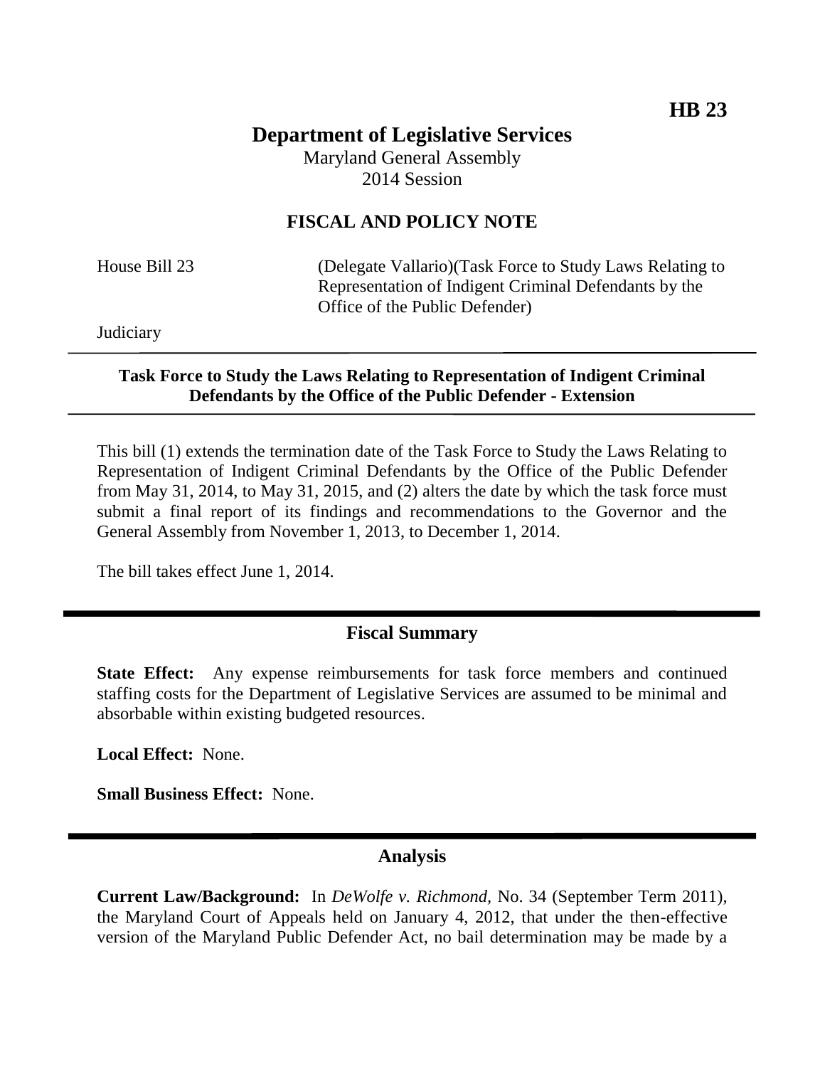**HB 23**

# Department of Legislative Services

Maryland General Assembly
2014 Session

## FISCAL AND POLICY NOTE

House Bill 23 (Delegate Vallario)(Task Force to Study Laws Relating to Representation of Indigent Criminal Defendants by the Office of the Public Defender)

Judiciary

---

**Task Force to Study the Laws Relating to Representation of Indigent Criminal Defendants by the Office of the Public Defender - Extension**

---

This bill (1) extends the termination date of the Task Force to Study the Laws Relating to Representation of Indigent Criminal Defendants by the Office of the Public Defender from May 31, 2014, to May 31, 2015, and (2) alters the date by which the task force must submit a final report of its findings and recommendations to the Governor and the General Assembly from November 1, 2013, to December 1, 2014.

The bill takes effect June 1, 2014.

---

## Fiscal Summary

**State Effect:** Any expense reimbursements for task force members and continued staffing costs for the Department of Legislative Services are assumed to be minimal and absorbable within existing budgeted resources.

**Local Effect:** None.

**Small Business Effect:** None.

---

## Analysis

**Current Law/Background:** In *DeWolfe v. Richmond,* No. 34 (September Term 2011), the Maryland Court of Appeals held on January 4, 2012, that under the then-effective version of the Maryland Public Defender Act, no bail determination may be made by a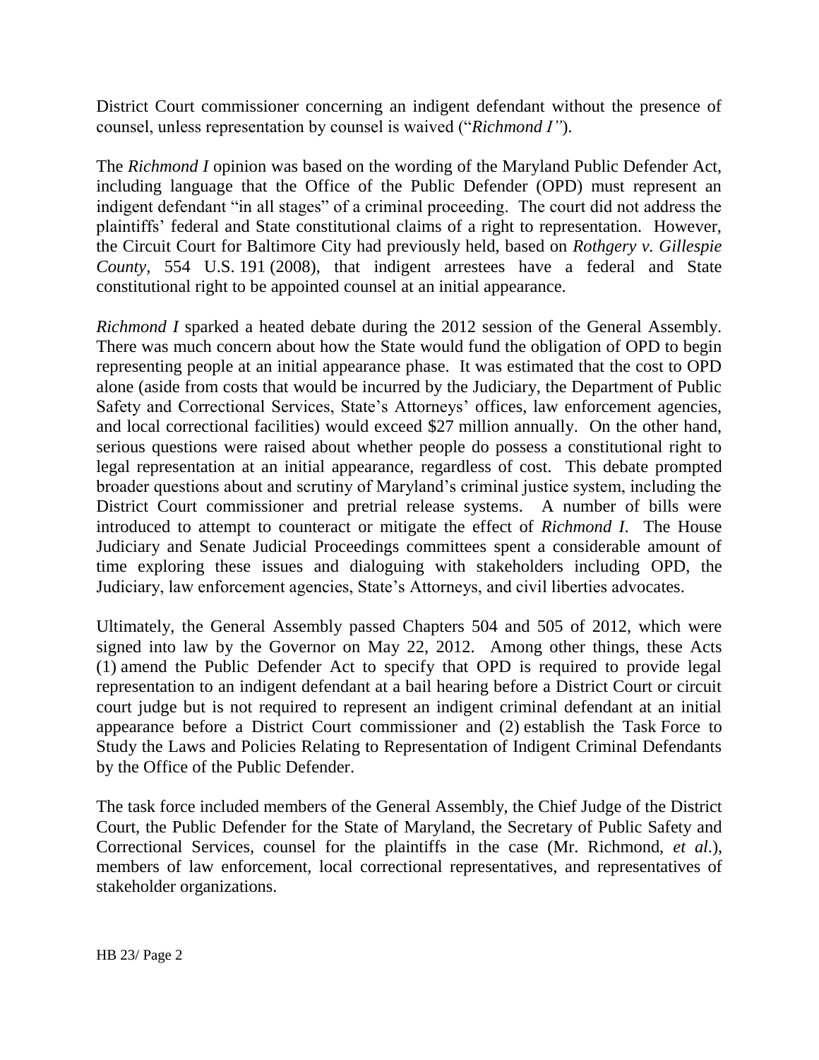District Court commissioner concerning an indigent defendant without the presence of counsel, unless representation by counsel is waived ("*Richmond I"*).

The *Richmond I* opinion was based on the wording of the Maryland Public Defender Act, including language that the Office of the Public Defender (OPD) must represent an indigent defendant "in all stages" of a criminal proceeding. The court did not address the plaintiffs' federal and State constitutional claims of a right to representation. However, the Circuit Court for Baltimore City had previously held, based on *Rothgery v. Gillespie County*, 554 U.S. 191 (2008), that indigent arrestees have a federal and State constitutional right to be appointed counsel at an initial appearance.

*Richmond I* sparked a heated debate during the 2012 session of the General Assembly. There was much concern about how the State would fund the obligation of OPD to begin representing people at an initial appearance phase. It was estimated that the cost to OPD alone (aside from costs that would be incurred by the Judiciary, the Department of Public Safety and Correctional Services, State's Attorneys' offices, law enforcement agencies, and local correctional facilities) would exceed $27 million annually. On the other hand, serious questions were raised about whether people do possess a constitutional right to legal representation at an initial appearance, regardless of cost. This debate prompted broader questions about and scrutiny of Maryland's criminal justice system, including the District Court commissioner and pretrial release systems. A number of bills were introduced to attempt to counteract or mitigate the effect of *Richmond I.* The House Judiciary and Senate Judicial Proceedings committees spent a considerable amount of time exploring these issues and dialoguing with stakeholders including OPD, the Judiciary, law enforcement agencies, State's Attorneys, and civil liberties advocates.

Ultimately, the General Assembly passed Chapters 504 and 505 of 2012, which were signed into law by the Governor on May 22, 2012. Among other things, these Acts (1) amend the Public Defender Act to specify that OPD is required to provide legal representation to an indigent defendant at a bail hearing before a District Court or circuit court judge but is not required to represent an indigent criminal defendant at an initial appearance before a District Court commissioner and (2) establish the Task Force to Study the Laws and Policies Relating to Representation of Indigent Criminal Defendants by the Office of the Public Defender.

The task force included members of the General Assembly, the Chief Judge of the District Court, the Public Defender for the State of Maryland, the Secretary of Public Safety and Correctional Services, counsel for the plaintiffs in the case (Mr. Richmond, *et al*.), members of law enforcement, local correctional representatives, and representatives of stakeholder organizations.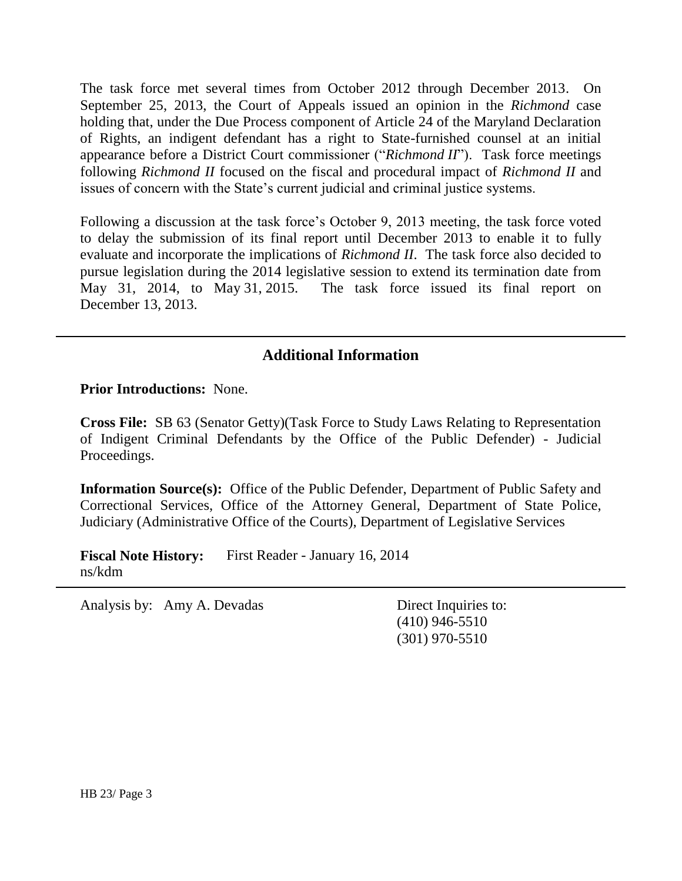The task force met several times from October 2012 through December 2013. On September 25, 2013, the Court of Appeals issued an opinion in the *Richmond* case holding that, under the Due Process component of Article 24 of the Maryland Declaration of Rights, an indigent defendant has a right to State-furnished counsel at an initial appearance before a District Court commissioner ("*Richmond II*"). Task force meetings following *Richmond II* focused on the fiscal and procedural impact of *Richmond II* and issues of concern with the State's current judicial and criminal justice systems.

Following a discussion at the task force's October 9, 2013 meeting, the task force voted to delay the submission of its final report until December 2013 to enable it to fully evaluate and incorporate the implications of *Richmond II*. The task force also decided to pursue legislation during the 2014 legislative session to extend its termination date from May 31, 2014, to May 31, 2015. The task force issued its final report on December 13, 2013.

## Additional Information

**Prior Introductions:** None.

**Cross File:** SB 63 (Senator Getty)(Task Force to Study Laws Relating to Representation of Indigent Criminal Defendants by the Office of the Public Defender) - Judicial Proceedings.

**Information Source(s):** Office of the Public Defender, Department of Public Safety and Correctional Services, Office of the Attorney General, Department of State Police, Judiciary (Administrative Office of the Courts), Department of Legislative Services

**Fiscal Note History:** First Reader - January 16, 2014
ns/kdm

Analysis by: Amy A. Devadas

Direct Inquiries to:
(410) 946-5510
(301) 970-5510